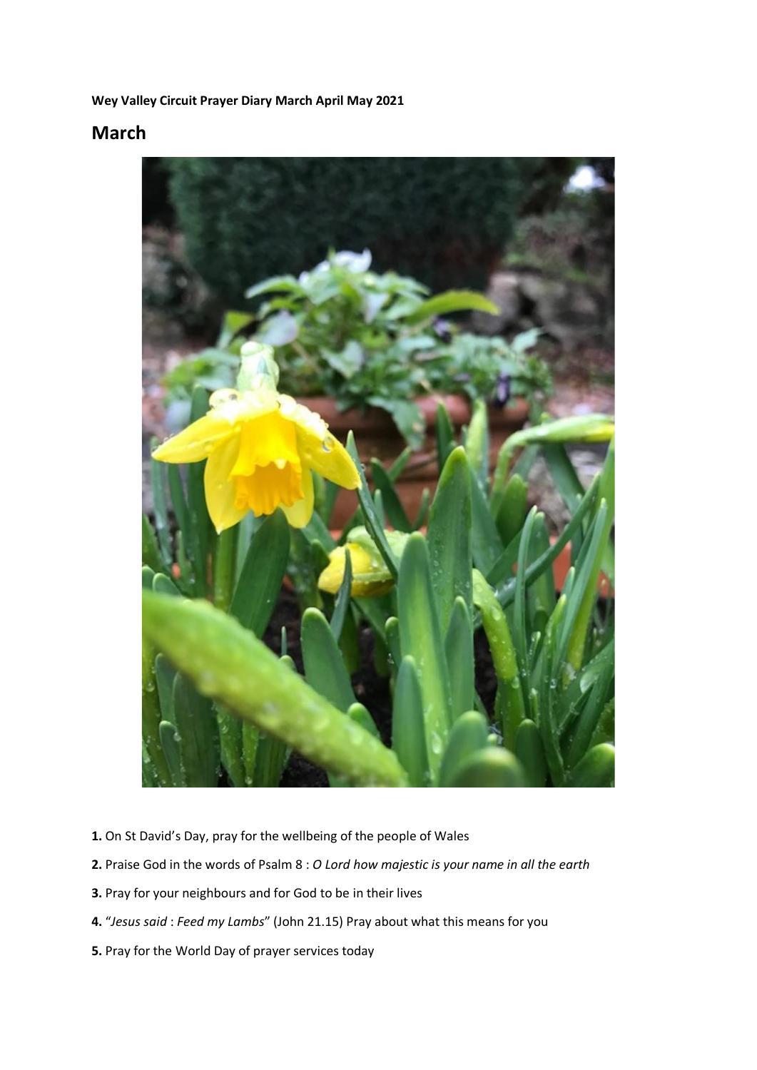**Wey Valley Circuit Prayer Diary March April May 2021**

## March

**1.** On St David's Day, pray for the wellbeing of the people of Wales

**2.** Praise God in the words of Psalm 8 : *O Lord how majestic is your name in all the earth*

**3.** Pray for your neighbours and for God to be in their lives

**4.** "*Jesus said* : *Feed my Lambs*" (John 21.15) Pray about what this means for you

**5.** Pray for the World Day of prayer services today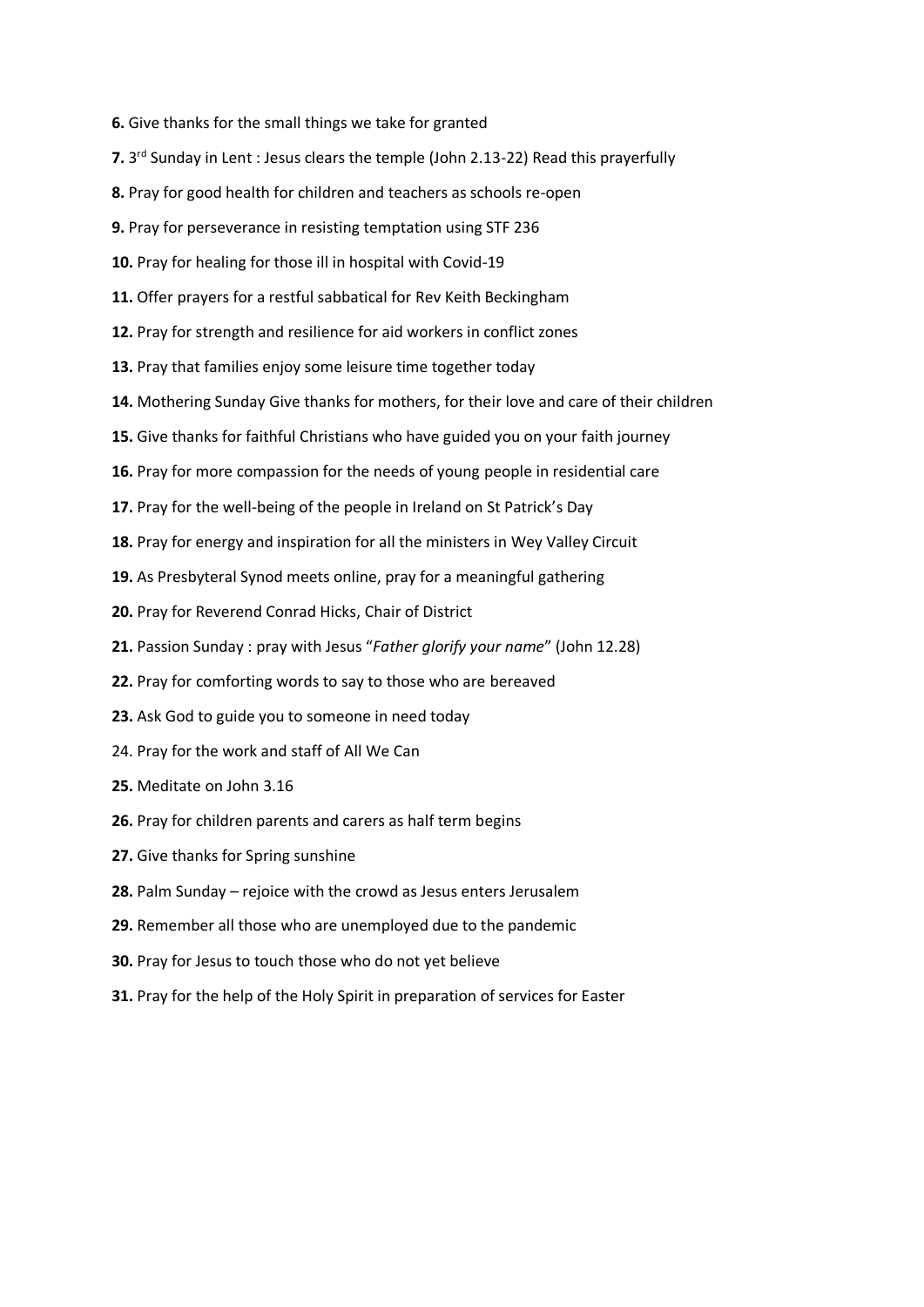**6.** Give thanks for the small things we take for granted

**7.** 3rd Sunday in Lent : Jesus clears the temple (John 2.13-22) Read this prayerfully

**8.** Pray for good health for children and teachers as schools re-open

**9.** Pray for perseverance in resisting temptation using STF 236

**10.** Pray for healing for those ill in hospital with Covid-19

**11.** Offer prayers for a restful sabbatical for Rev Keith Beckingham

**12.** Pray for strength and resilience for aid workers in conflict zones

**13.** Pray that families enjoy some leisure time together today

**14.** Mothering Sunday Give thanks for mothers, for their love and care of their children

**15.** Give thanks for faithful Christians who have guided you on your faith journey

**16.** Pray for more compassion for the needs of young people in residential care

**17.** Pray for the well-being of the people in Ireland on St Patrick's Day

**18.** Pray for energy and inspiration for all the ministers in Wey Valley Circuit

**19.** As Presbyteral Synod meets online, pray for a meaningful gathering

**20.** Pray for Reverend Conrad Hicks, Chair of District

**21.** Passion Sunday : pray with Jesus "*Father glorify your name*" (John 12.28)

**22.** Pray for comforting words to say to those who are bereaved

**23.** Ask God to guide you to someone in need today

24. Pray for the work and staff of All We Can

**25.** Meditate on John 3.16

**26.** Pray for children parents and carers as half term begins

**27.** Give thanks for Spring sunshine

**28.** Palm Sunday – rejoice with the crowd as Jesus enters Jerusalem

**29.** Remember all those who are unemployed due to the pandemic

**30.** Pray for Jesus to touch those who do not yet believe

**31.** Pray for the help of the Holy Spirit in preparation of services for Easter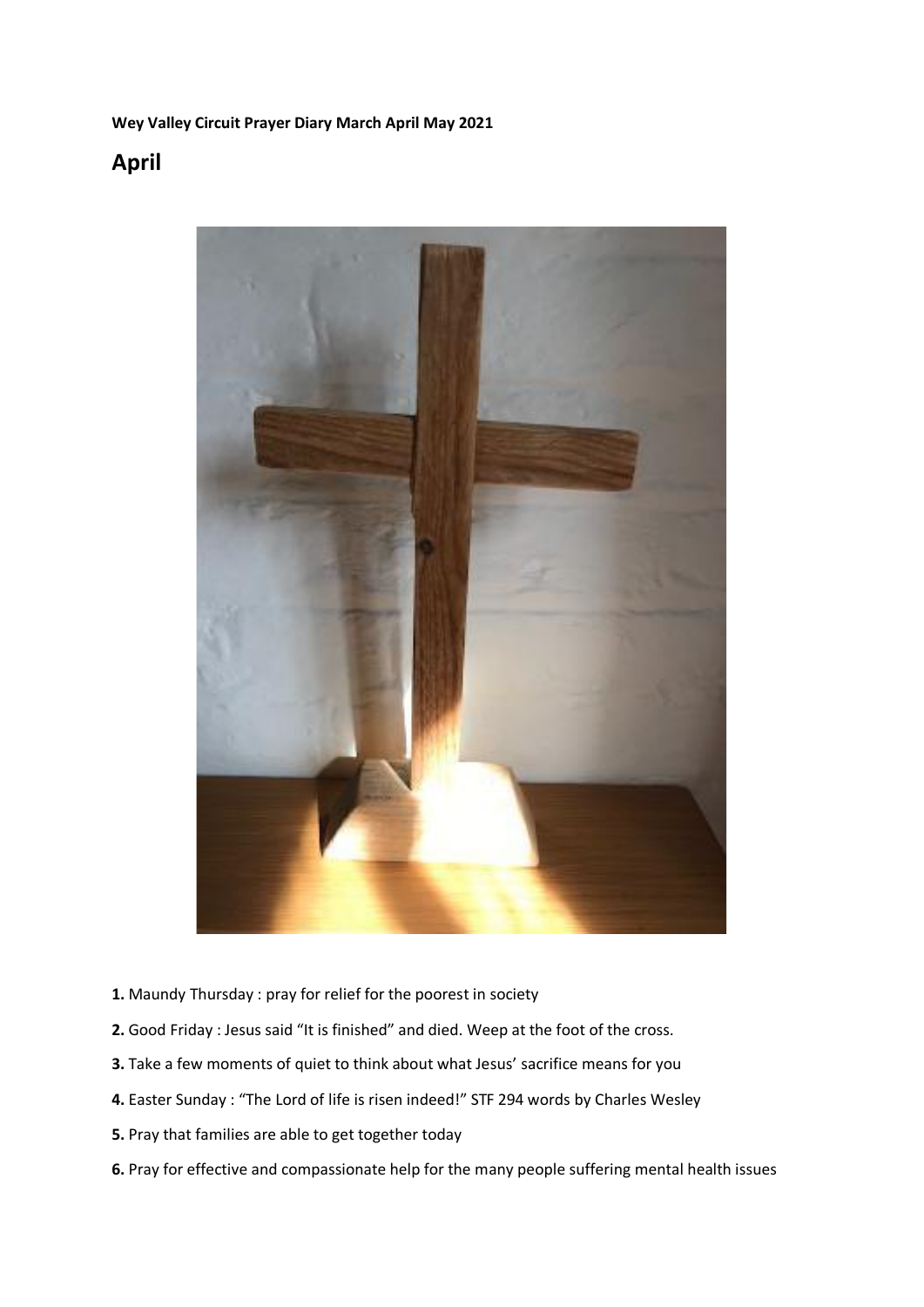**Wey Valley Circuit Prayer Diary March April May 2021**

## April

1. **1.** Maundy Thursday : pray for relief for the poorest in society
2. **2.** Good Friday : Jesus said "It is finished" and died. Weep at the foot of the cross.
3. **3.** Take a few moments of quiet to think about what Jesus' sacrifice means for you
4. **4.** Easter Sunday : "The Lord of life is risen indeed!" STF 294 words by Charles Wesley
5. **5.** Pray that families are able to get together today
6. **6.** Pray for effective and compassionate help for the many people suffering mental health issues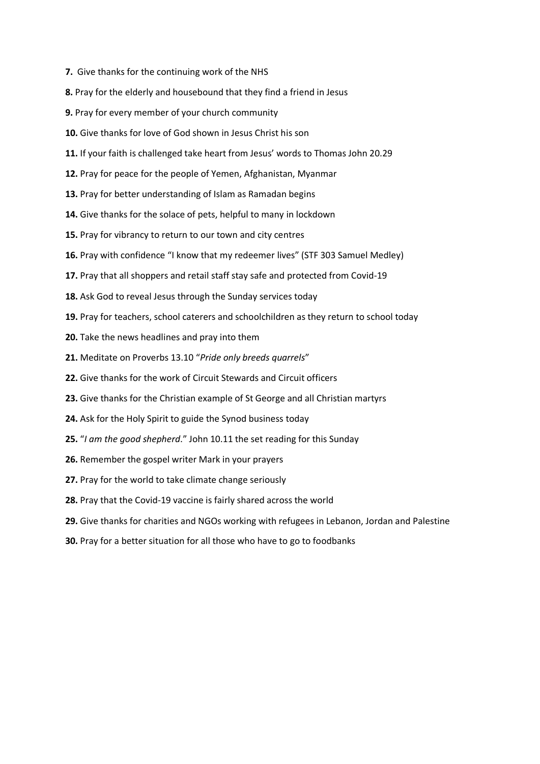**7.** Give thanks for the continuing work of the NHS

**8.** Pray for the elderly and housebound that they find a friend in Jesus

**9.** Pray for every member of your church community

**10.** Give thanks for love of God shown in Jesus Christ his son

**11.** If your faith is challenged take heart from Jesus' words to Thomas John 20.29

**12.** Pray for peace for the people of Yemen, Afghanistan, Myanmar

**13.** Pray for better understanding of Islam as Ramadan begins

**14.** Give thanks for the solace of pets, helpful to many in lockdown

**15.** Pray for vibrancy to return to our town and city centres

**16.** Pray with confidence "I know that my redeemer lives" (STF 303 Samuel Medley)

**17.** Pray that all shoppers and retail staff stay safe and protected from Covid-19

**18.** Ask God to reveal Jesus through the Sunday services today

**19.** Pray for teachers, school caterers and schoolchildren as they return to school today

**20.** Take the news headlines and pray into them

**21.** Meditate on Proverbs 13.10 "*Pride only breeds quarrels*"

**22.** Give thanks for the work of Circuit Stewards and Circuit officers

**23.** Give thanks for the Christian example of St George and all Christian martyrs

**24.** Ask for the Holy Spirit to guide the Synod business today

**25.** "*I am the good shepherd*." John 10.11 the set reading for this Sunday

**26.** Remember the gospel writer Mark in your prayers

**27.** Pray for the world to take climate change seriously

**28.** Pray that the Covid-19 vaccine is fairly shared across the world

**29.** Give thanks for charities and NGOs working with refugees in Lebanon, Jordan and Palestine

**30.** Pray for a better situation for all those who have to go to foodbanks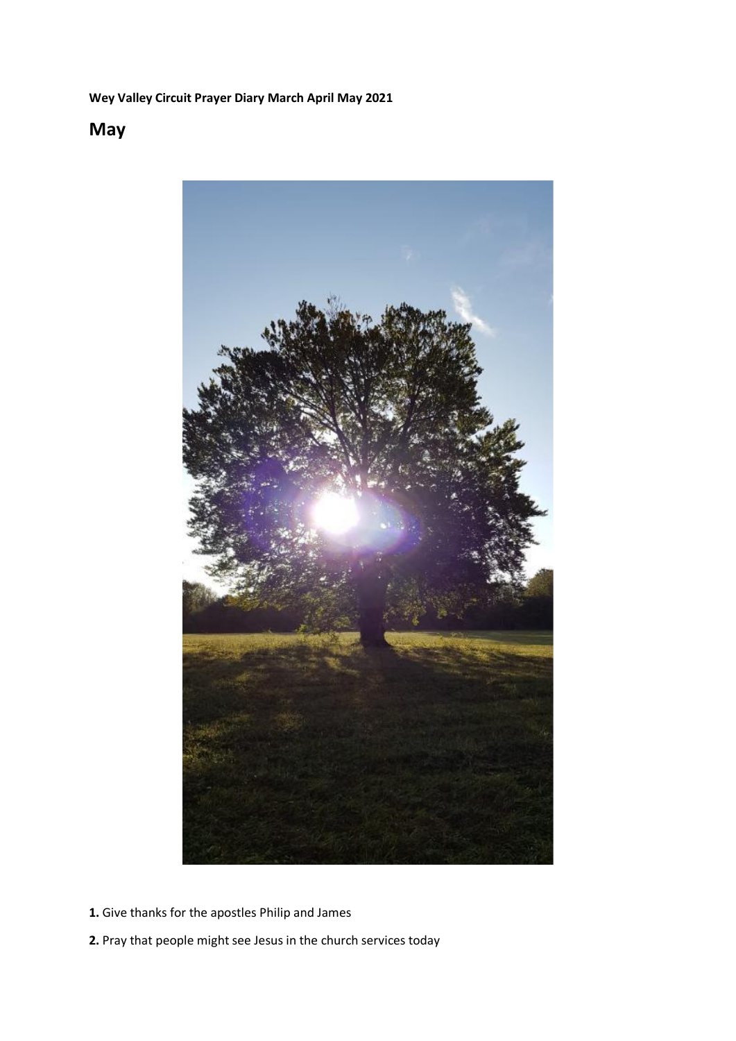**Wey Valley Circuit Prayer Diary March April May 2021**

## May

**1.** Give thanks for the apostles Philip and James

**2.** Pray that people might see Jesus in the church services today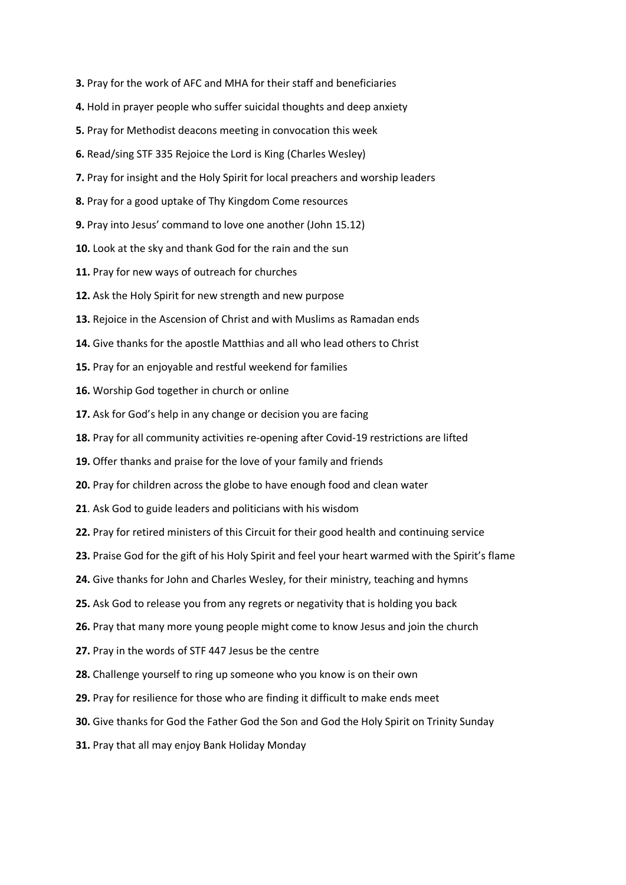**3.** Pray for the work of AFC and MHA for their staff and beneficiaries

**4.** Hold in prayer people who suffer suicidal thoughts and deep anxiety

**5.** Pray for Methodist deacons meeting in convocation this week

**6.** Read/sing STF 335 Rejoice the Lord is King (Charles Wesley)

**7.** Pray for insight and the Holy Spirit for local preachers and worship leaders

**8.** Pray for a good uptake of Thy Kingdom Come resources

**9.** Pray into Jesus' command to love one another (John 15.12)

**10.** Look at the sky and thank God for the rain and the sun

**11.** Pray for new ways of outreach for churches

**12.** Ask the Holy Spirit for new strength and new purpose

**13.** Rejoice in the Ascension of Christ and with Muslims as Ramadan ends

**14.** Give thanks for the apostle Matthias and all who lead others to Christ

**15.** Pray for an enjoyable and restful weekend for families

**16.** Worship God together in church or online

**17.** Ask for God's help in any change or decision you are facing

**18.** Pray for all community activities re-opening after Covid-19 restrictions are lifted

**19.** Offer thanks and praise for the love of your family and friends

**20.** Pray for children across the globe to have enough food and clean water

**21**. Ask God to guide leaders and politicians with his wisdom

**22.** Pray for retired ministers of this Circuit for their good health and continuing service

**23.** Praise God for the gift of his Holy Spirit and feel your heart warmed with the Spirit's flame

**24.** Give thanks for John and Charles Wesley, for their ministry, teaching and hymns

**25.** Ask God to release you from any regrets or negativity that is holding you back

**26.** Pray that many more young people might come to know Jesus and join the church

**27.** Pray in the words of STF 447 Jesus be the centre

**28.** Challenge yourself to ring up someone who you know is on their own

**29.** Pray for resilience for those who are finding it difficult to make ends meet

**30.** Give thanks for God the Father God the Son and God the Holy Spirit on Trinity Sunday

**31.** Pray that all may enjoy Bank Holiday Monday